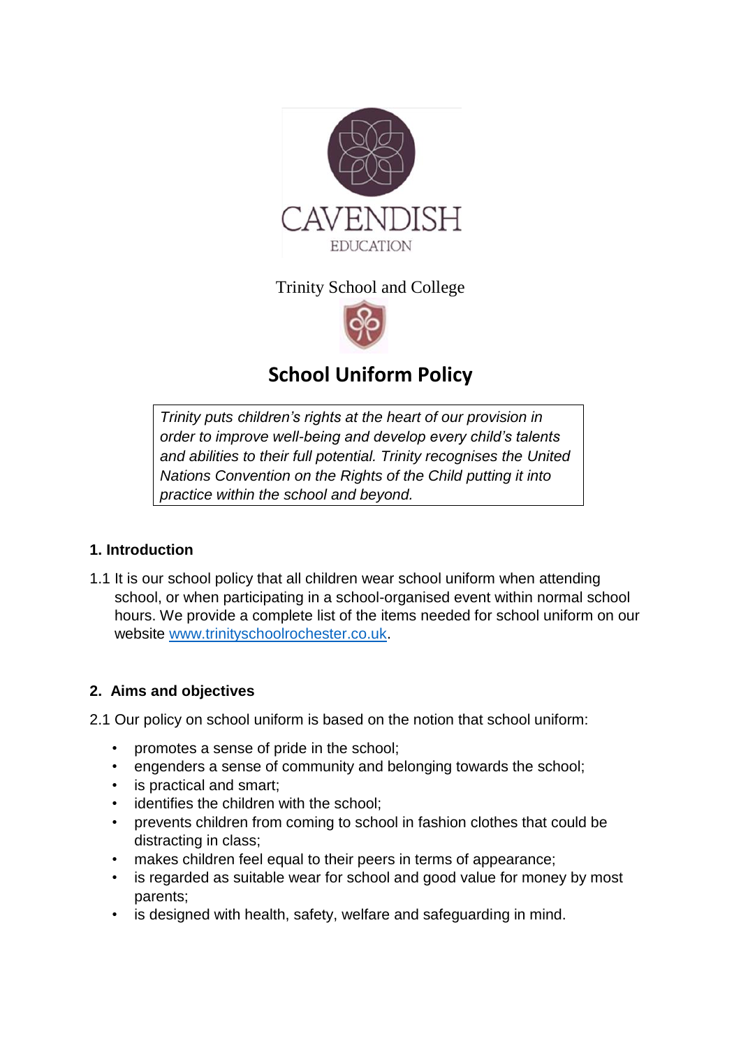CAVENDISH

EDUCATION

Trinity School and College

# School Uniform Policy

*Trinity puts children's rights at the heart of our provision in order to improve well-being and develop every child's talents and abilities to their full potential. Trinity recognises the United Nations Convention on the Rights of the Child putting it into practice within the school and beyond.*

## 1. Introduction

1.1 It is our school policy that all children wear school uniform when attending school, or when participating in a school-organised event within normal school hours. We provide a complete list of the items needed for school uniform on our website [www.trinityschoolrochester.co.uk](http://www.trinityschoolrochester.co.uk).

## 2. Aims and objectives

2.1 Our policy on school uniform is based on the notion that school uniform:

- promotes a sense of pride in the school;
- engenders a sense of community and belonging towards the school;
- is practical and smart;
- identifies the children with the school;
- prevents children from coming to school in fashion clothes that could be distracting in class;
- makes children feel equal to their peers in terms of appearance;
- is regarded as suitable wear for school and good value for money by most parents;
- is designed with health, safety, welfare and safeguarding in mind.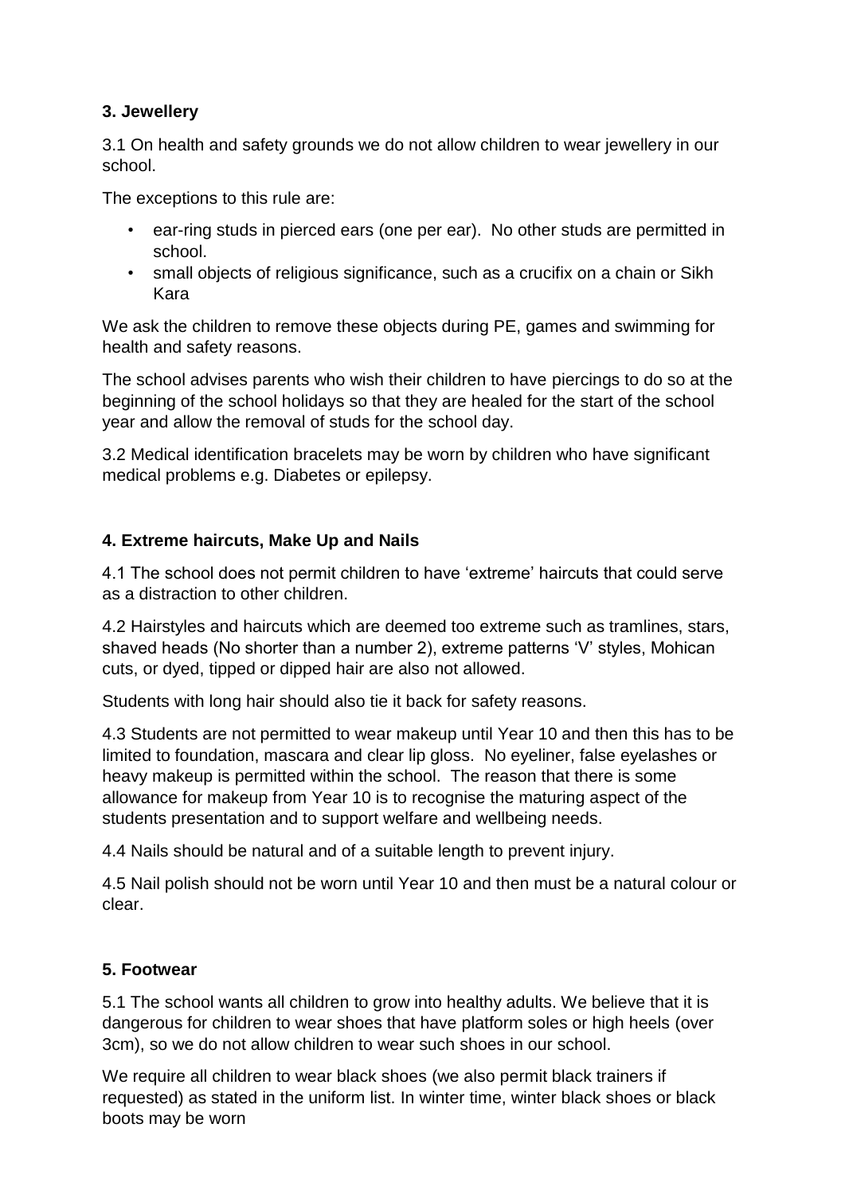### 3. Jewellery

3.1 On health and safety grounds we do not allow children to wear jewellery in our school.

The exceptions to this rule are:

- ear-ring studs in pierced ears (one per ear). No other studs are permitted in school.
- small objects of religious significance, such as a crucifix on a chain or Sikh Kara

We ask the children to remove these objects during PE, games and swimming for health and safety reasons.

The school advises parents who wish their children to have piercings to do so at the beginning of the school holidays so that they are healed for the start of the school year and allow the removal of studs for the school day.

3.2 Medical identification bracelets may be worn by children who have significant medical problems e.g. Diabetes or epilepsy.

### 4. Extreme haircuts, Make Up and Nails

4.1 The school does not permit children to have 'extreme' haircuts that could serve as a distraction to other children.

4.2 Hairstyles and haircuts which are deemed too extreme such as tramlines, stars, shaved heads (No shorter than a number 2), extreme patterns 'V' styles, Mohican cuts, or dyed, tipped or dipped hair are also not allowed.

Students with long hair should also tie it back for safety reasons.

4.3 Students are not permitted to wear makeup until Year 10 and then this has to be limited to foundation, mascara and clear lip gloss. No eyeliner, false eyelashes or heavy makeup is permitted within the school. The reason that there is some allowance for makeup from Year 10 is to recognise the maturing aspect of the students presentation and to support welfare and wellbeing needs.

4.4 Nails should be natural and of a suitable length to prevent injury.

4.5 Nail polish should not be worn until Year 10 and then must be a natural colour or clear.

### 5. Footwear

5.1 The school wants all children to grow into healthy adults. We believe that it is dangerous for children to wear shoes that have platform soles or high heels (over 3cm), so we do not allow children to wear such shoes in our school.

We require all children to wear black shoes (we also permit black trainers if requested) as stated in the uniform list. In winter time, winter black shoes or black boots may be worn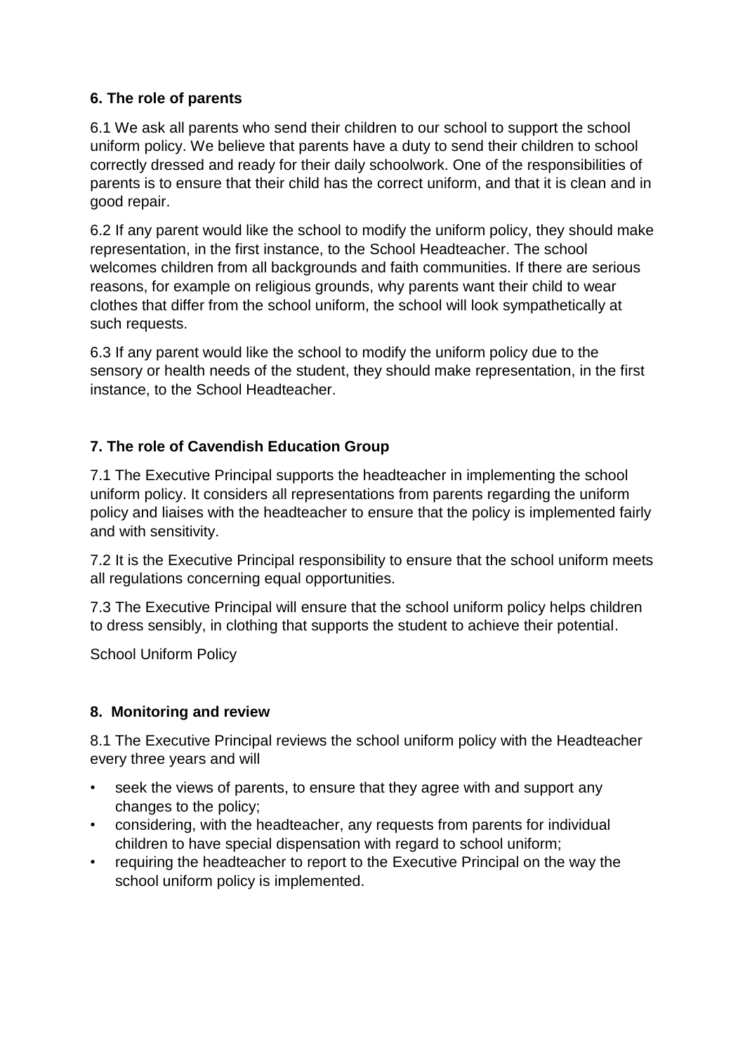## 6. The role of parents

6.1 We ask all parents who send their children to our school to support the school uniform policy. We believe that parents have a duty to send their children to school correctly dressed and ready for their daily schoolwork. One of the responsibilities of parents is to ensure that their child has the correct uniform, and that it is clean and in good repair.

6.2 If any parent would like the school to modify the uniform policy, they should make representation, in the first instance, to the School Headteacher. The school welcomes children from all backgrounds and faith communities. If there are serious reasons, for example on religious grounds, why parents want their child to wear clothes that differ from the school uniform, the school will look sympathetically at such requests.

6.3 If any parent would like the school to modify the uniform policy due to the sensory or health needs of the student, they should make representation, in the first instance, to the School Headteacher.

## 7. The role of Cavendish Education Group

7.1 The Executive Principal supports the headteacher in implementing the school uniform policy. It considers all representations from parents regarding the uniform policy and liaises with the headteacher to ensure that the policy is implemented fairly and with sensitivity.

7.2 It is the Executive Principal responsibility to ensure that the school uniform meets all regulations concerning equal opportunities.

7.3 The Executive Principal will ensure that the school uniform policy helps children to dress sensibly, in clothing that supports the student to achieve their potential.

School Uniform Policy

## 8. Monitoring and review

8.1 The Executive Principal reviews the school uniform policy with the Headteacher every three years and will

- seek the views of parents, to ensure that they agree with and support any changes to the policy;
- considering, with the headteacher, any requests from parents for individual children to have special dispensation with regard to school uniform;
- requiring the headteacher to report to the Executive Principal on the way the school uniform policy is implemented.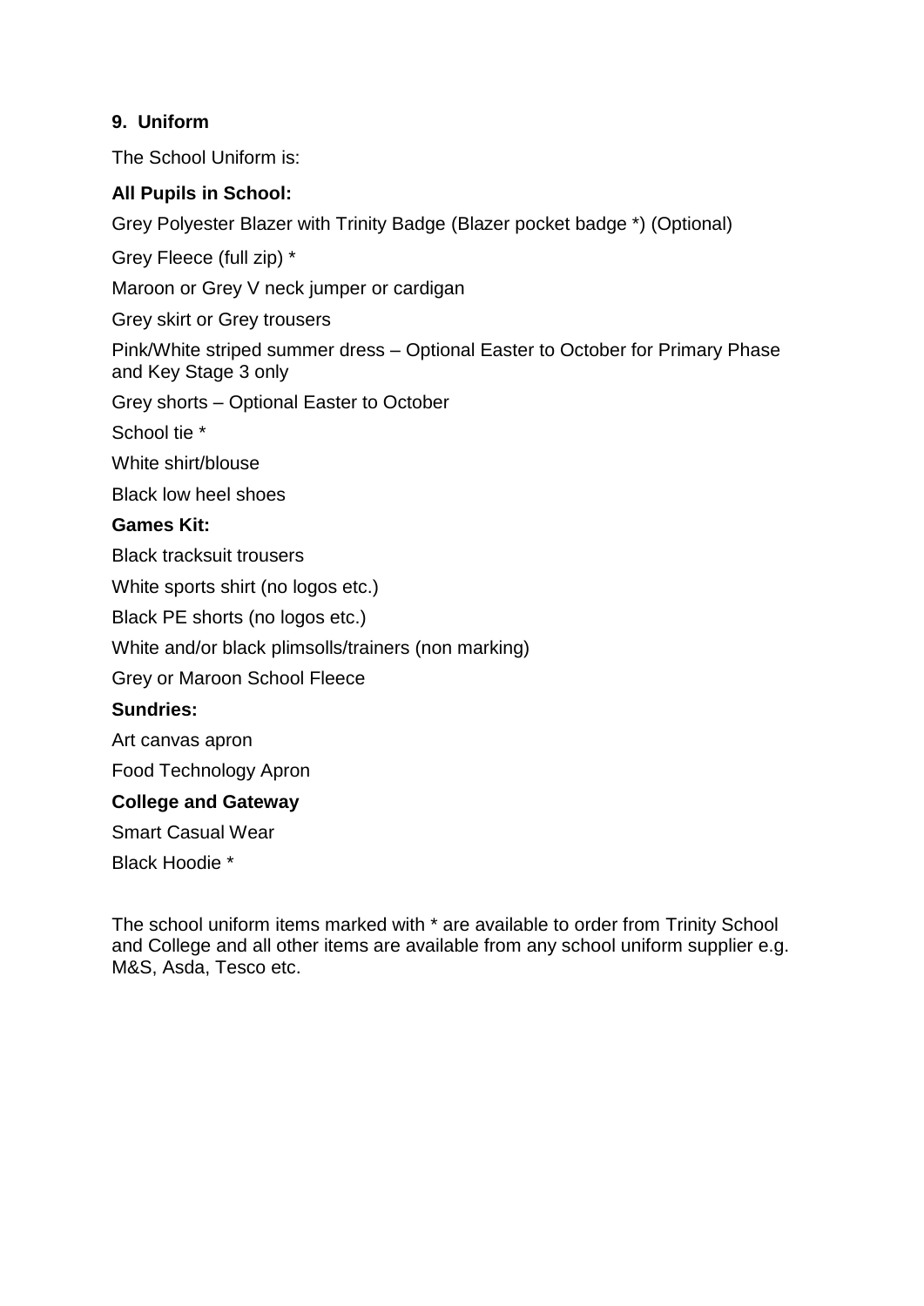## 9. Uniform

The School Uniform is:

**All Pupils in School:**

Grey Polyester Blazer with Trinity Badge (Blazer pocket badge *) (Optional)

Grey Fleece (full zip) *

Maroon or Grey V neck jumper or cardigan

Grey skirt or Grey trousers

Pink/White striped summer dress – Optional Easter to October for Primary Phase and Key Stage 3 only

Grey shorts – Optional Easter to October

School tie *

White shirt/blouse

Black low heel shoes

**Games Kit:**

Black tracksuit trousers

White sports shirt (no logos etc.)

Black PE shorts (no logos etc.)

White and/or black plimsolls/trainers (non marking)

Grey or Maroon School Fleece

**Sundries:**

Art canvas apron

Food Technology Apron

**College and Gateway**

Smart Casual Wear

Black Hoodie *

The school uniform items marked with * are available to order from Trinity School and College and all other items are available from any school uniform supplier e.g. M&S, Asda, Tesco etc.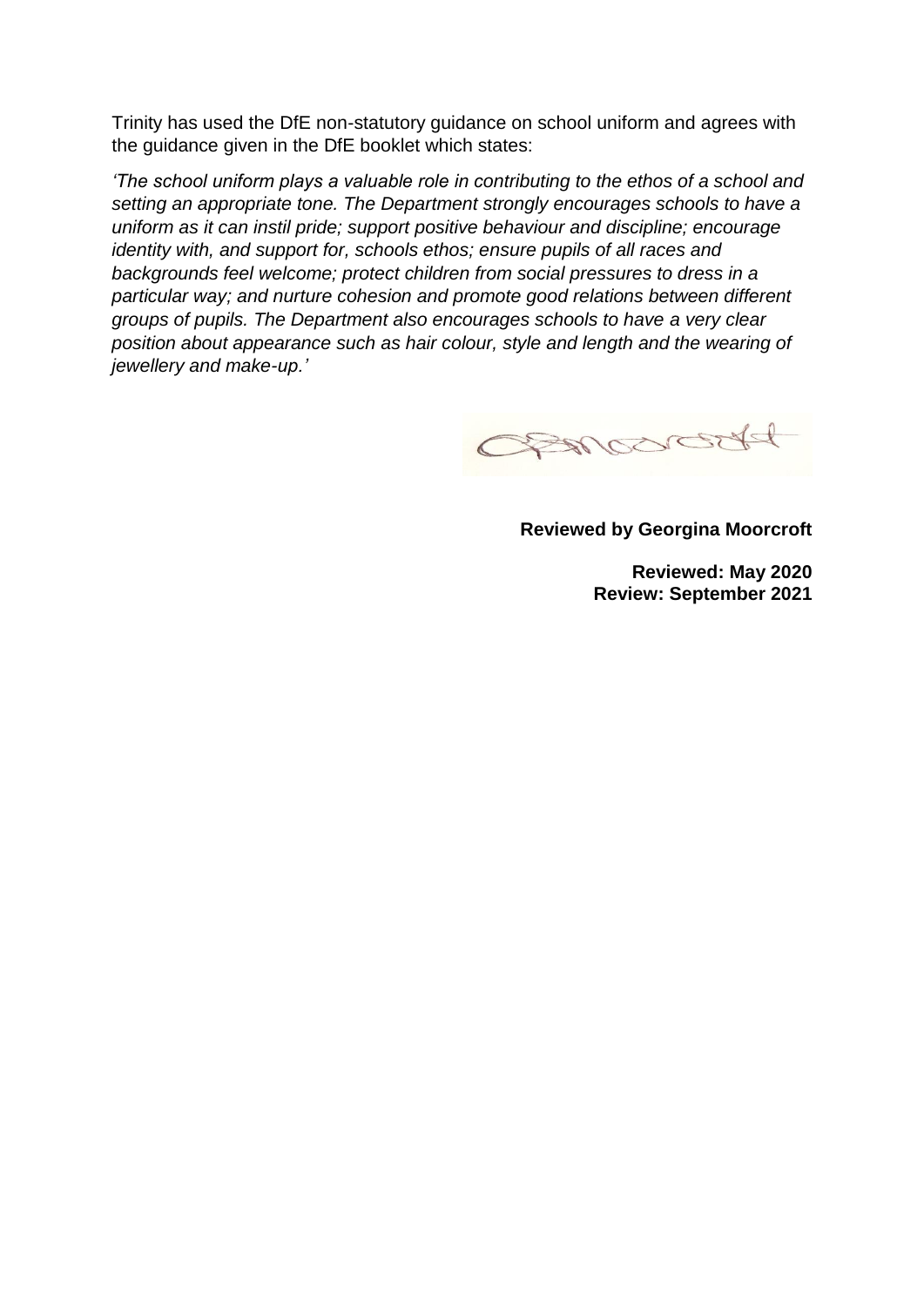Trinity has used the DfE non-statutory guidance on school uniform and agrees with the guidance given in the DfE booklet which states:

*'The school uniform plays a valuable role in contributing to the ethos of a school and setting an appropriate tone. The Department strongly encourages schools to have a uniform as it can instil pride; support positive behaviour and discipline; encourage identity with, and support for, schools ethos; ensure pupils of all races and backgrounds feel welcome; protect children from social pressures to dress in a particular way; and nurture cohesion and promote good relations between different groups of pupils. The Department also encourages schools to have a very clear position about appearance such as hair colour, style and length and the wearing of jewellery and make-up.'*

**Reviewed by Georgina Moorcroft**

**Reviewed: May 2020**
**Review: September 2021**